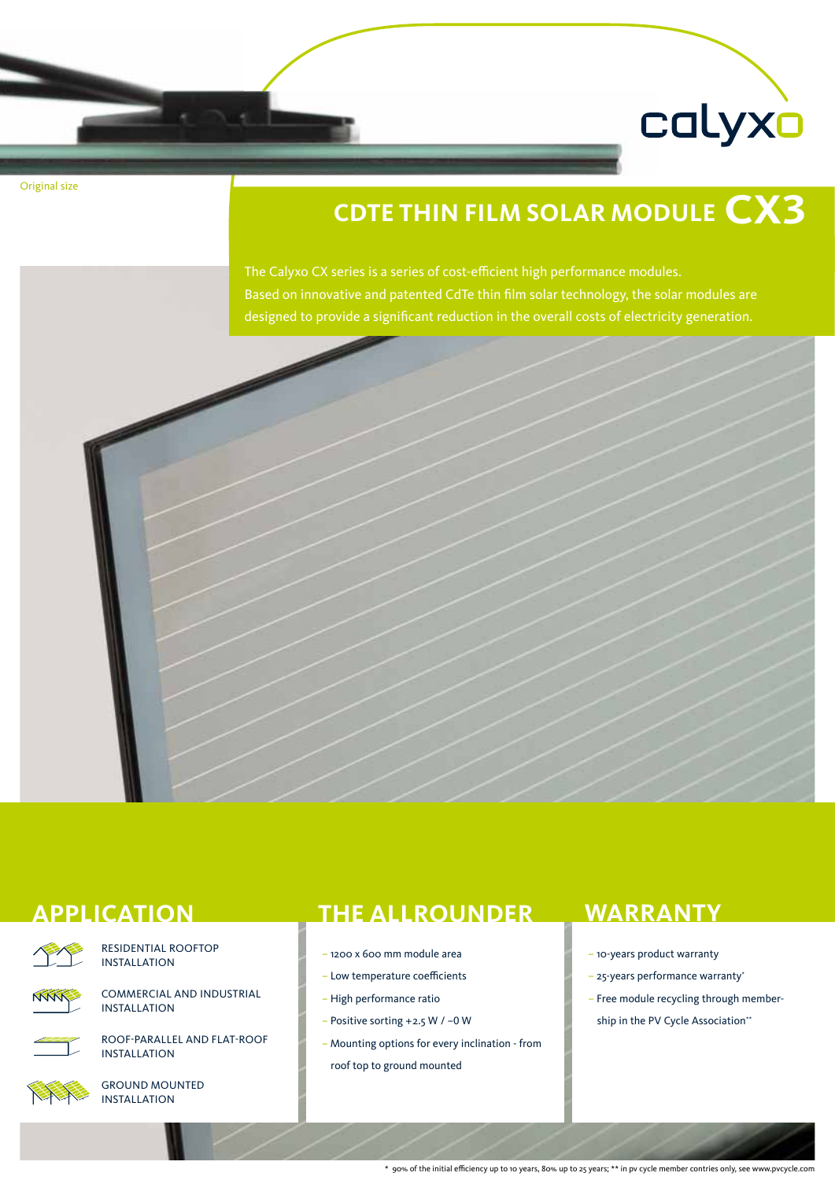Original size

calyxo

# CDTE THIN FILM SOLAR MODULE CX3

The Calyxo CX series is a series of cost-efficient high performance modules. Based on innovative and patented CdTe thin film solar technology, the solar modules are designed to provide a significant reduction in the overall costs of electricity generation.

## APPLICATION

- RESIDENTIAL ROOFTOP INSTALLATION
- COMMERCIAL AND INDUSTRIAL INSTALLATION
- ROOF-PARALLEL AND FLAT-ROOF INSTALLATION
- GROUND MOUNTED INSTALLATION

## THE ALLROUNDER

- 1200 x 600 mm module area
- Low temperature coefficients
- High performance ratio
- Positive sorting +2.5 W / −0 W
- Mounting options for every inclination - from roof top to ground mounted

## WARRANTY

- 10-years product warranty
- 25-years performance warranty*
- Free module recycling through membership in the PV Cycle Association**

* 90% of the initial efficiency up to 10 years, 80% up to 25 years; ** in pv cycle member contries only, see www.pvcycle.com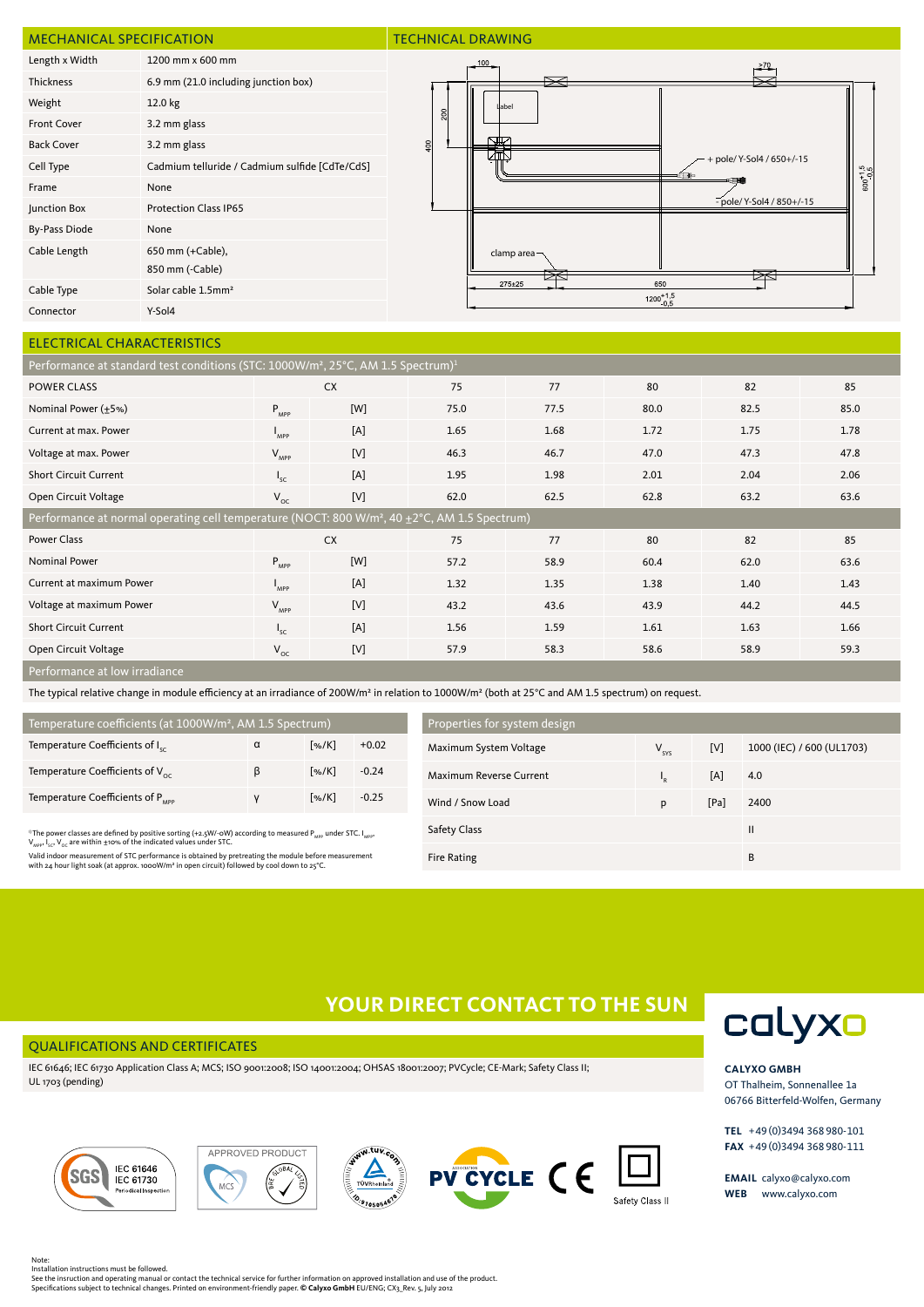## MECHANICAL SPECIFICATION

| | |
|---|---|
| Length x Width | 1200 mm x 600 mm |
| Thickness | 6.9 mm (21.0 including junction box) |
| Weight | 12.0 kg |
| Front Cover | 3.2 mm glass |
| Back Cover | 3.2 mm glass |
| Cell Type | Cadmium telluride / Cadmium sulfide [CdTe/CdS] |
| Frame | None |
| Junction Box | Protection Class IP65 |
| By-Pass Diode | None |
| Cable Length | 650 mm (+Cable), 850 mm (-Cable) |
| Cable Type | Solar cable 1.5mm² |
| Connector | Y-Sol4 |

## TECHNICAL DRAWING

100
≥70
Label
200
400
+ pole/ Y-Sol4 / 650+/-15
- pole/ Y-Sol4 / 850+/-15
$600^{+1.5}_{-0.5}$
clamp area
275±25
650
$1200^{+1.5}_{-0.5}$

## ELECTRICAL CHARACTERISTICS

| Performance at standard test conditions (STC: 1000W/m², 25°C, AM 1.5 Spectrum)[1] | | | | | | | |
|---|---|---|---|---|---|---|---|
| POWER CLASS | | CX | 75 | 77 | 80 | 82 | 85 |
| Nominal Power (±5%) | $P_{MPP}$ | [W] | 75.0 | 77.5 | 80.0 | 82.5 | 85.0 |
| Current at max. Power | $I_{MPP}$ | [A] | 1.65 | 1.68 | 1.72 | 1.75 | 1.78 |
| Voltage at max. Power | $V_{MPP}$ | [V] | 46.3 | 46.7 | 47.0 | 47.3 | 47.8 |
| Short Circuit Current | $I_{SC}$ | [A] | 1.95 | 1.98 | 2.01 | 2.04 | 2.06 |
| Open Circuit Voltage | $V_{OC}$ | [V] | 62.0 | 62.5 | 62.8 | 63.2 | 63.6 |
| **Performance at normal operating cell temperature (NOCT: 800 W/m², 40 ±2°C, AM 1.5 Spectrum)** | | | | | | | |
| Power Class | | CX | 75 | 77 | 80 | 82 | 85 |
| Nominal Power | $P_{MPP}$ | [W] | 57.2 | 58.9 | 60.4 | 62.0 | 63.6 |
| Current at maximum Power | $I_{MPP}$ | [A] | 1.32 | 1.35 | 1.38 | 1.40 | 1.43 |
| Voltage at maximum Power | $V_{MPP}$ | [V] | 43.2 | 43.6 | 43.9 | 44.2 | 44.5 |
| Short Circuit Current | $I_{SC}$ | [A] | 1.56 | 1.59 | 1.61 | 1.63 | 1.66 |
| Open Circuit Voltage | $V_{OC}$ | [V] | 57.9 | 58.3 | 58.6 | 58.9 | 59.3 |

### Performance at low irradiance

The typical relative change in module efficiency at an irradiance of 200W/m² in relation to 1000W/m² (both at 25°C and AM 1.5 spectrum) on request.

| Temperature coefficients (at 1000W/m², AM 1.5 Spectrum) | | | |
|---|---|---|---|
| Temperature Coefficients of $I_{SC}$ | α | [%/K] | +0.02 |
| Temperature Coefficients of $V_{OC}$ | β | [%/K] | -0.24 |
| Temperature Coefficients of $P_{MPP}$ | γ | [%/K] | -0.25 |

[1] The power classes are defined by positive sorting (+2.5W/-0W) according to measured $P_{MPP}$ under STC. $I_{MPP}$, $V_{MPP}$, $I_{SC}$, $V_{OC}$ are within ±10% of the indicated values under STC.

Valid indoor measurement of STC performance is obtained by pretreating the module before measurement with 24 hour light soak (at approx. 1000W/m² in open circuit) followed by cool down to 25°C.

| Properties for system design | | | |
|---|---|---|---|
| Maximum System Voltage | $V_{SYS}$ | [V] | 1000 (IEC) / 600 (UL1703) |
| Maximum Reverse Current | $I_R$ | [A] | 4.0 |
| Wind / Snow Load | p | [Pa] | 2400 |
| Safety Class | | | II |
| Fire Rating | | | B |

## YOUR DIRECT CONTACT TO THE SUN

## QUALIFICATIONS AND CERTIFICATES

IEC 61646; IEC 61730 Application Class A; MCS; ISO 9001:2008; ISO 14001:2004; OHSAS 18001:2007; PVCycle; CE-Mark; Safety Class II; UL 1703 (pending)

SGS IEC 61646 IEC 61730 Periodical Inspection

APPROVED PRODUCT MCS

www.tuv.com TÜVRheinland ID: 9105054670

PV CYCLE

CE

Safety Class II

calyxo

**CALYXO GMBH**
OT Thalheim, Sonnenallee 1a
06766 Bitterfeld-Wolfen, Germany

**TEL** +49 (0)3494 368 980-101
**FAX** +49 (0)3494 368 980-111

**EMAIL** calyxo@calyxo.com
**WEB** www.calyxo.com

Note:
Installation instructions must be followed.
See the insruction and operating manual or contact the technical service for further information on approved installation and use of the product.
Specifications subject to technical changes. Printed on environment-friendly paper. **© Calyxo GmbH** EU/ENG; CX3_Rev. 5, July 2012